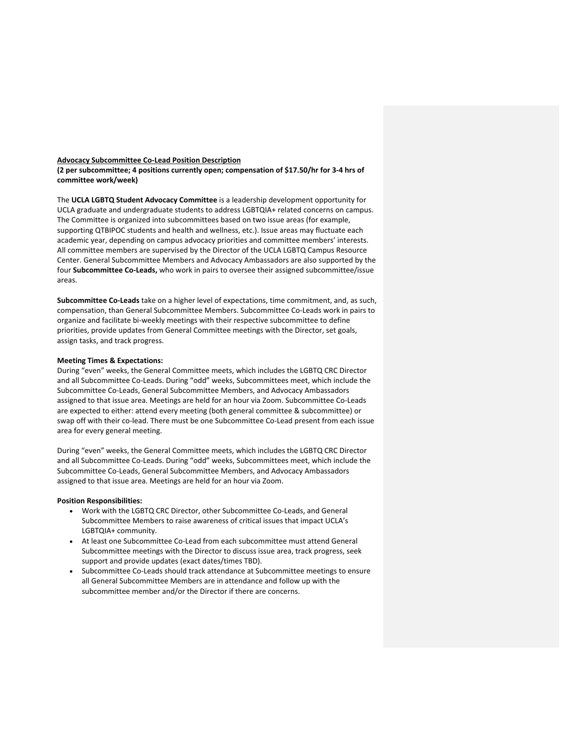**<u>Advocacy Subcommittee Co-Lead Position Description</u>**

**(2 per subcommittee; 4 positions currently open; compensation of $17.50/hr for 3-4 hrs of committee work/week)**

The **UCLA LGBTQ Student Advocacy Committee** is a leadership development opportunity for UCLA graduate and undergraduate students to address LGBTQIA+ related concerns on campus. The Committee is organized into subcommittees based on two issue areas (for example, supporting QTBIPOC students and health and wellness, etc.). Issue areas may fluctuate each academic year, depending on campus advocacy priorities and committee members' interests. All committee members are supervised by the Director of the UCLA LGBTQ Campus Resource Center. General Subcommittee Members and Advocacy Ambassadors are also supported by the four **Subcommittee Co-Leads,** who work in pairs to oversee their assigned subcommittee/issue areas.

**Subcommittee Co-Leads** take on a higher level of expectations, time commitment, and, as such, compensation, than General Subcommittee Members. Subcommittee Co-Leads work in pairs to organize and facilitate bi-weekly meetings with their respective subcommittee to define priorities, provide updates from General Committee meetings with the Director, set goals, assign tasks, and track progress.

**Meeting Times & Expectations:**

During "even" weeks, the General Committee meets, which includes the LGBTQ CRC Director and all Subcommittee Co-Leads. During "odd" weeks, Subcommittees meet, which include the Subcommittee Co-Leads, General Subcommittee Members, and Advocacy Ambassadors assigned to that issue area. Meetings are held for an hour via Zoom. Subcommittee Co-Leads are expected to either: attend every meeting (both general committee & subcommittee) or swap off with their co-lead. There must be one Subcommittee Co-Lead present from each issue area for every general meeting.

During "even" weeks, the General Committee meets, which includes the LGBTQ CRC Director and all Subcommittee Co-Leads. During "odd" weeks, Subcommittees meet, which include the Subcommittee Co-Leads, General Subcommittee Members, and Advocacy Ambassadors assigned to that issue area. Meetings are held for an hour via Zoom.

**Position Responsibilities:**

- Work with the LGBTQ CRC Director, other Subcommittee Co-Leads, and General Subcommittee Members to raise awareness of critical issues that impact UCLA's LGBTQIA+ community.
- At least one Subcommittee Co-Lead from each subcommittee must attend General Subcommittee meetings with the Director to discuss issue area, track progress, seek support and provide updates (exact dates/times TBD).
- Subcommittee Co-Leads should track attendance at Subcommittee meetings to ensure all General Subcommittee Members are in attendance and follow up with the subcommittee member and/or the Director if there are concerns.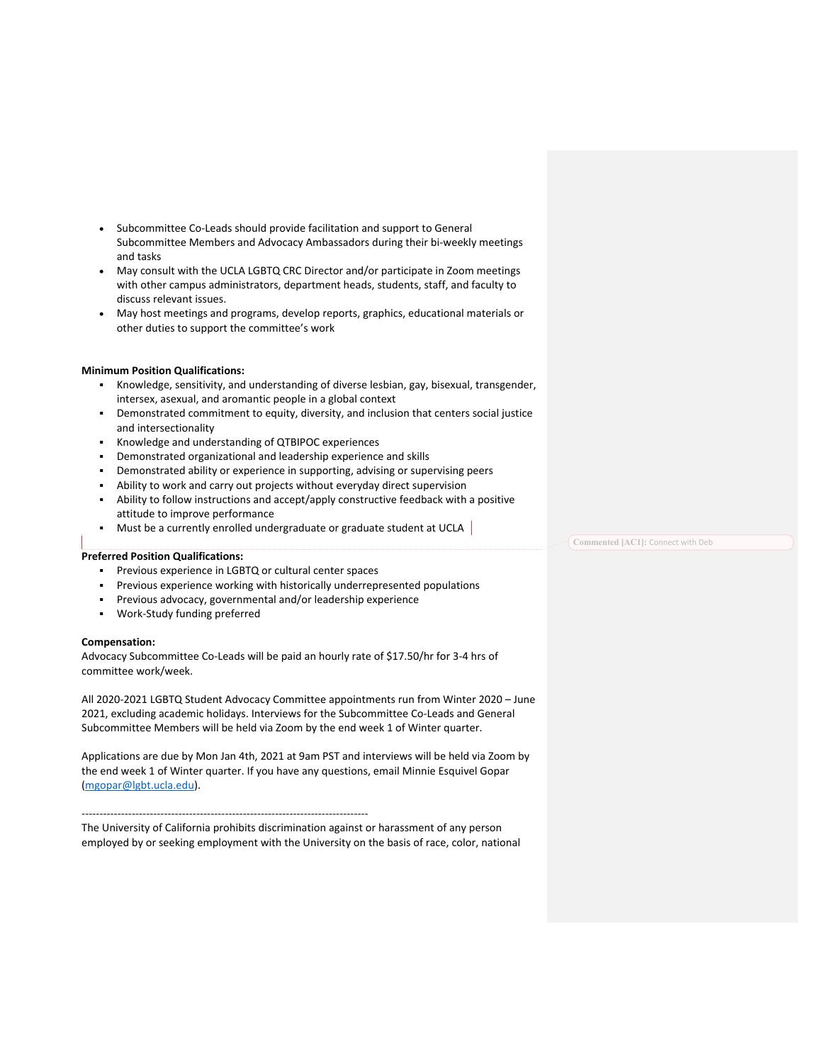- Subcommittee Co-Leads should provide facilitation and support to General Subcommittee Members and Advocacy Ambassadors during their bi-weekly meetings and tasks
- May consult with the UCLA LGBTQ CRC Director and/or participate in Zoom meetings with other campus administrators, department heads, students, staff, and faculty to discuss relevant issues.
- May host meetings and programs, develop reports, graphics, educational materials or other duties to support the committee's work

**Minimum Position Qualifications:**

- Knowledge, sensitivity, and understanding of diverse lesbian, gay, bisexual, transgender, intersex, asexual, and aromantic people in a global context
- Demonstrated commitment to equity, diversity, and inclusion that centers social justice and intersectionality
- Knowledge and understanding of QTBIPOC experiences
- Demonstrated organizational and leadership experience and skills
- Demonstrated ability or experience in supporting, advising or supervising peers
- Ability to work and carry out projects without everyday direct supervision
- Ability to follow instructions and accept/apply constructive feedback with a positive attitude to improve performance
- Must be a currently enrolled undergraduate or graduate student at UCLA

Commented [AC1]: Connect with Deb

**Preferred Position Qualifications:**

- Previous experience in LGBTQ or cultural center spaces
- Previous experience working with historically underrepresented populations
- Previous advocacy, governmental and/or leadership experience
- Work-Study funding preferred

**Compensation:**

Advocacy Subcommittee Co-Leads will be paid an hourly rate of $17.50/hr for 3-4 hrs of committee work/week.

All 2020-2021 LGBTQ Student Advocacy Committee appointments run from Winter 2020 – June 2021, excluding academic holidays. Interviews for the Subcommittee Co-Leads and General Subcommittee Members will be held via Zoom by the end week 1 of Winter quarter.

Applications are due by Mon Jan 4th, 2021 at 9am PST and interviews will be held via Zoom by the end week 1 of Winter quarter. If you have any questions, email Minnie Esquivel Gopar (mgopar@lgbt.ucla.edu).

--------------------------------------------------------------------------------

The University of California prohibits discrimination against or harassment of any person employed by or seeking employment with the University on the basis of race, color, national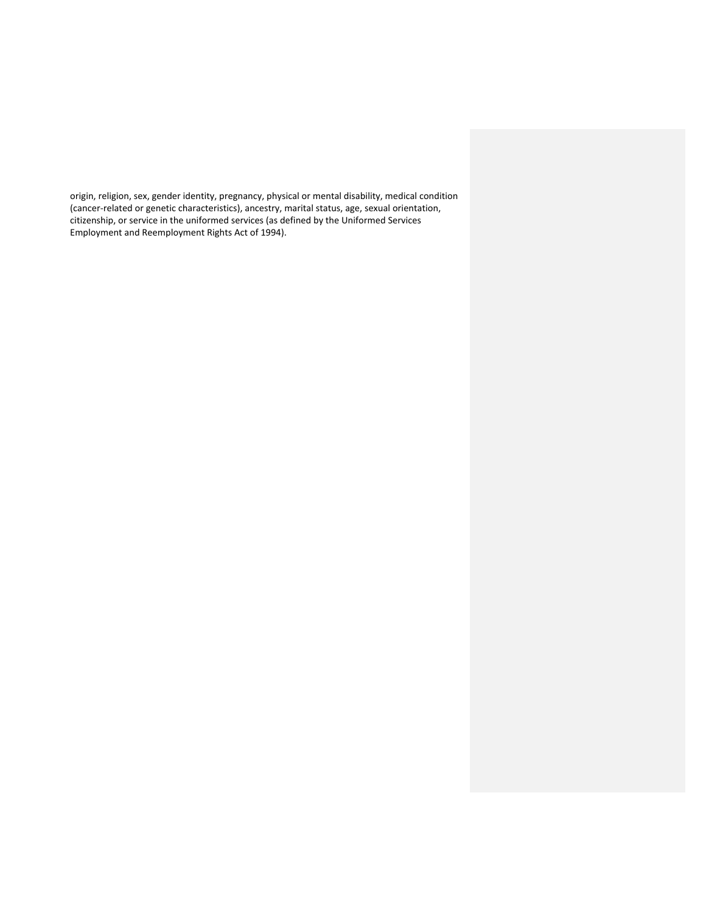origin, religion, sex, gender identity, pregnancy, physical or mental disability, medical condition (cancer-related or genetic characteristics), ancestry, marital status, age, sexual orientation, citizenship, or service in the uniformed services (as defined by the Uniformed Services Employment and Reemployment Rights Act of 1994).